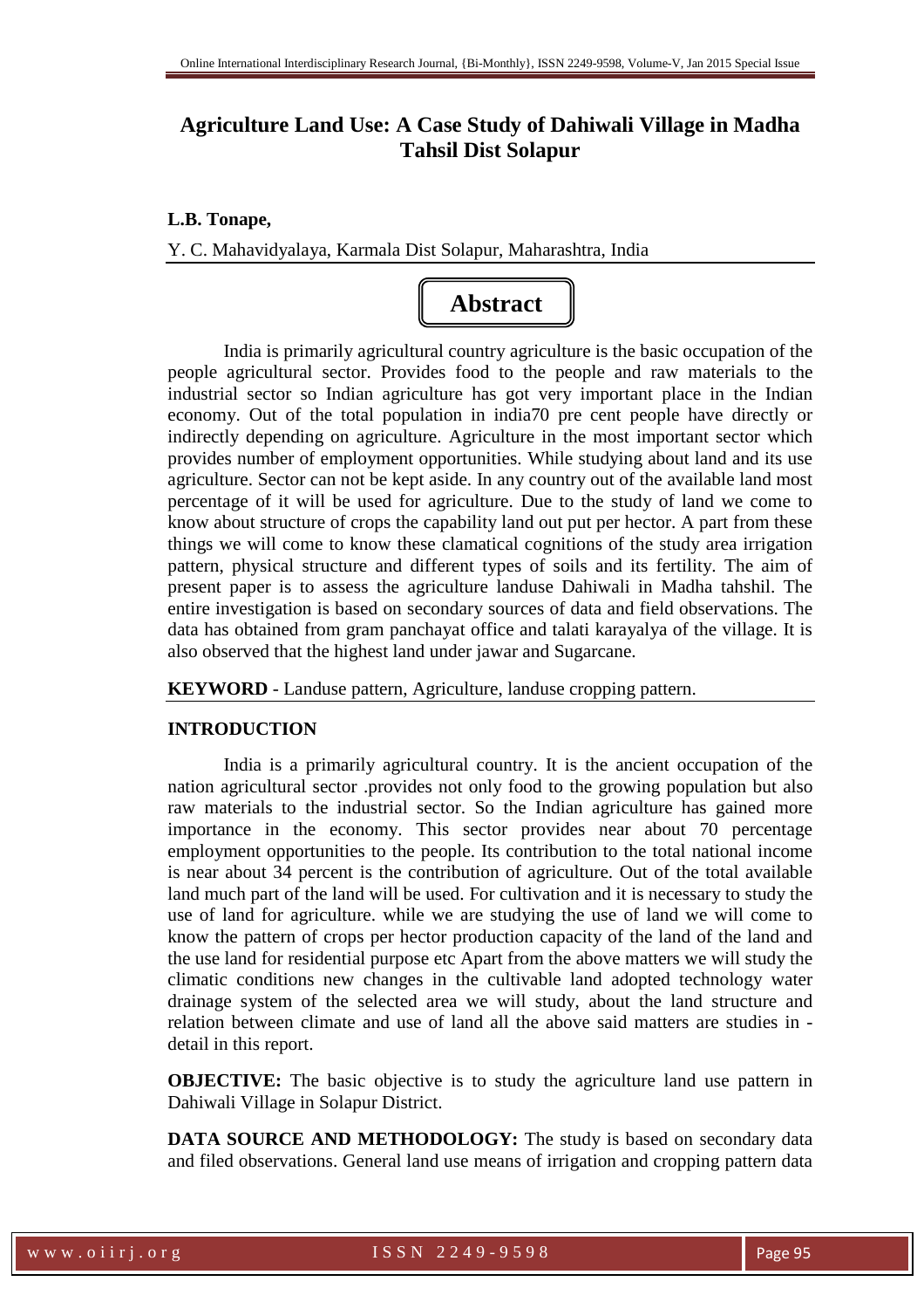# Agriculture Land Use: A Case Study of Dahiwali Village in Madha Tahsil Dist Solapur

**L.B. Tonape,**

Y. C. Mahavidyalaya, Karmala Dist Solapur, Maharashtra, India

## Abstract

India is primarily agricultural country agriculture is the basic occupation of the people agricultural sector. Provides food to the people and raw materials to the industrial sector so Indian agriculture has got very important place in the Indian economy. Out of the total population in india70 pre cent people have directly or indirectly depending on agriculture. Agriculture in the most important sector which provides number of employment opportunities. While studying about land and its use agriculture. Sector can not be kept aside. In any country out of the available land most percentage of it will be used for agriculture. Due to the study of land we come to know about structure of crops the capability land out put per hector. A part from these things we will come to know these clamatical cognitions of the study area irrigation pattern, physical structure and different types of soils and its fertility. The aim of present paper is to assess the agriculture landuse Dahiwali in Madha tahshil. The entire investigation is based on secondary sources of data and field observations. The data has obtained from gram panchayat office and talati karayalya of the village. It is also observed that the highest land under jawar and Sugarcane.

**KEYWORD** - Landuse pattern, Agriculture, landuse cropping pattern.

## INTRODUCTION

India is a primarily agricultural country. It is the ancient occupation of the nation agricultural sector .provides not only food to the growing population but also raw materials to the industrial sector. So the Indian agriculture has gained more importance in the economy. This sector provides near about 70 percentage employment opportunities to the people. Its contribution to the total national income is near about 34 percent is the contribution of agriculture. Out of the total available land much part of the land will be used. For cultivation and it is necessary to study the use of land for agriculture. while we are studying the use of land we will come to know the pattern of crops per hector production capacity of the land of the land and the use land for residential purpose etc Apart from the above matters we will study the climatic conditions new changes in the cultivable land adopted technology water drainage system of the selected area we will study, about the land structure and relation between climate and use of land all the above said matters are studies in - detail in this report.

**OBJECTIVE:** The basic objective is to study the agriculture land use pattern in Dahiwali Village in Solapur District.

**DATA SOURCE AND METHODOLOGY:** The study is based on secondary data and filed observations. General land use means of irrigation and cropping pattern data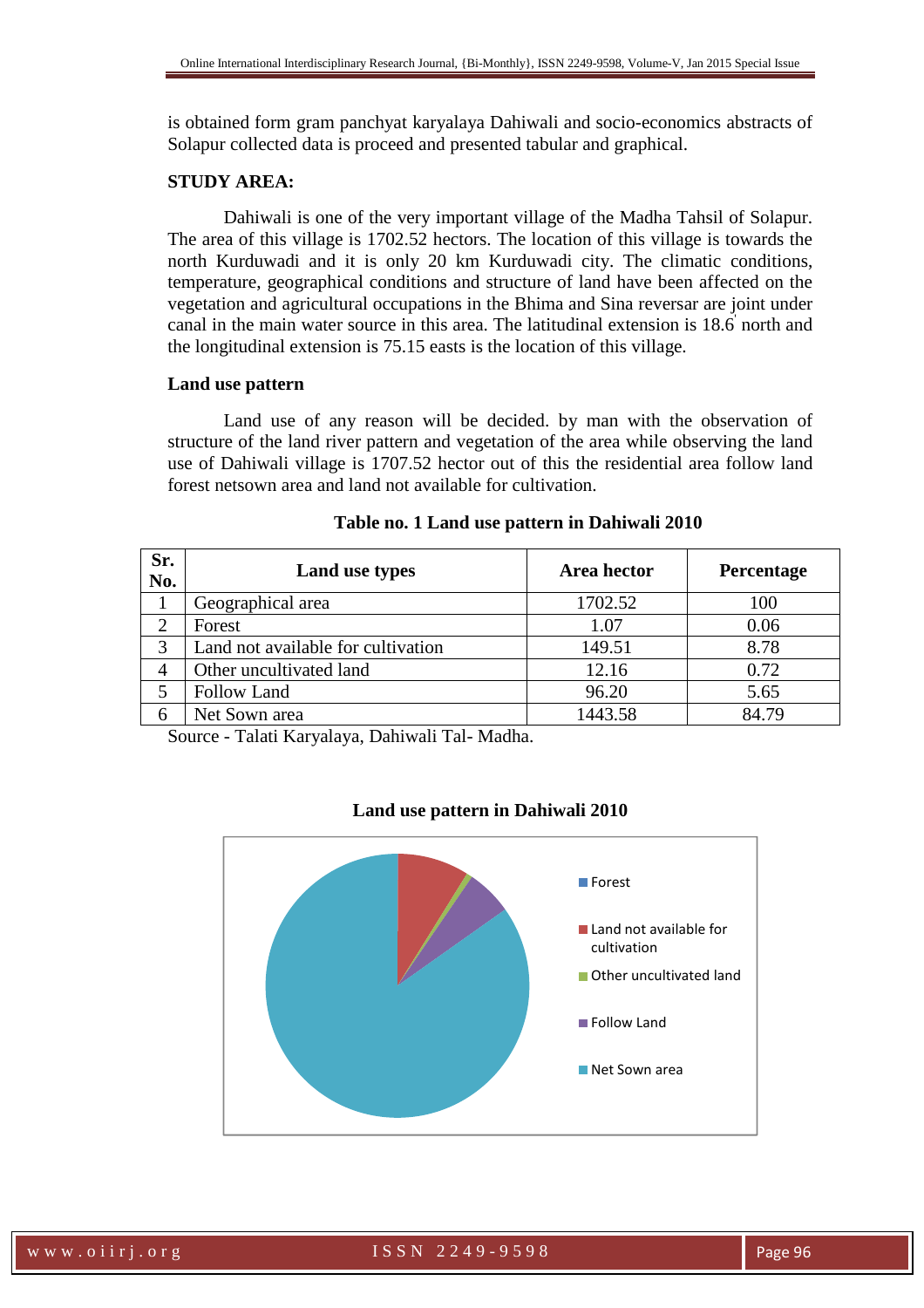is obtained form gram panchyat karyalaya Dahiwali and socio-economics abstracts of Solapur collected data is proceed and presented tabular and graphical.

**STUDY AREA:**

Dahiwali is one of the very important village of the Madha Tahsil of Solapur. The area of this village is 1702.52 hectors. The location of this village is towards the north Kurduwadi and it is only 20 km Kurduwadi city. The climatic conditions, temperature, geographical conditions and structure of land have been affected on the vegetation and agricultural occupations in the Bhima and Sina reversar are joint under canal in the main water source in this area. The latitudinal extension is 18.6' north and the longitudinal extension is 75.15 easts is the location of this village.

**Land use pattern**

Land use of any reason will be decided. by man with the observation of structure of the land river pattern and vegetation of the area while observing the land use of Dahiwali village is 1707.52 hector out of this the residential area follow land forest netsown area and land not available for cultivation.

**Table no. 1 Land use pattern in Dahiwali 2010**

| Sr. No. | Land use types | Area hector | Percentage |
|---|---|---|---|
| 1 | Geographical area | 1702.52 | 100 |
| 2 | Forest | 1.07 | 0.06 |
| 3 | Land not available for cultivation | 149.51 | 8.78 |
| 4 | Other uncultivated land | 12.16 | 0.72 |
| 5 | Follow Land | 96.20 | 5.65 |
| 6 | Net Sown area | 1443.58 | 84.79 |

Source - Talati Karyalaya, Dahiwali Tal- Madha.

**Land use pattern in Dahiwali 2010**

Forest

Land not available for cultivation

Other uncultivated land

Follow Land

Net Sown area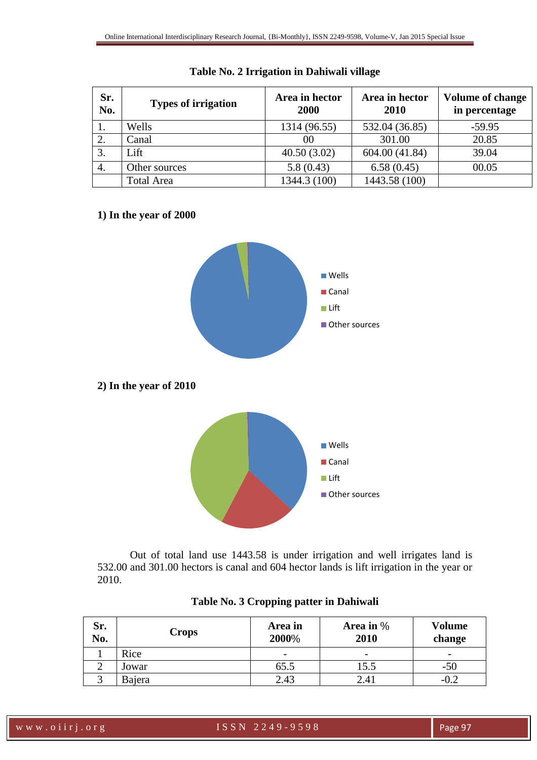**Table No. 2 Irrigation in Dahiwali village**

| Sr. No. | Types of irrigation | Area in hector 2000 | Area in hector 2010 | Volume of change in percentage |
|---|---|---|---|---|
| 1. | Wells | 1314 (96.55) | 532.04 (36.85) | -59.95 |
| 2. | Canal | 00 | 301.00 | 20.85 |
| 3. | Lift | 40.50 (3.02) | 604.00 (41.84) | 39.04 |
| 4. | Other sources | 5.8 (0.43) | 6.58 (0.45) | 00.05 |
| | Total Area | 1344.3 (100) | 1443.58 (100) | |

**1) In the year of 2000**

**2) In the year of 2010**

Out of total land use 1443.58 is under irrigation and well irrigates land is 532.00 and 301.00 hectors is canal and 604 hector lands is lift irrigation in the year or 2010.

**Table No. 3 Cropping patter in Dahiwali**

| Sr. No. | Crops | Area in 2000% | Area in % 2010 | Volume change |
|---|---|---|---|---|
| 1 | Rice | - | - | - |
| 2 | Jowar | 65.5 | 15.5 | -50 |
| 3 | Bajera | 2.43 | 2.41 | -0.2 |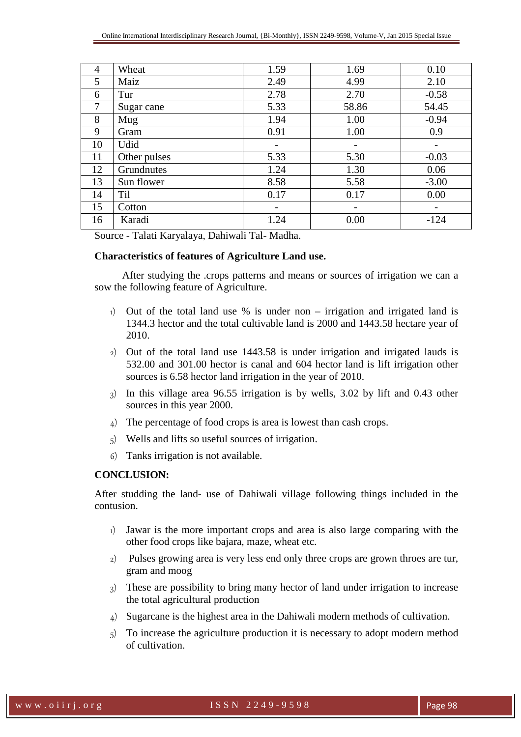| 4 | Wheat | 1.59 | 1.69 | 0.10 |
|---|---|---|---|---|
| 5 | Maiz | 2.49 | 4.99 | 2.10 |
| 6 | Tur | 2.78 | 2.70 | -0.58 |
| 7 | Sugar cane | 5.33 | 58.86 | 54.45 |
| 8 | Mug | 1.94 | 1.00 | -0.94 |
| 9 | Gram | 0.91 | 1.00 | 0.9 |
| 10 | Udid | - | - | - |
| 11 | Other pulses | 5.33 | 5.30 | -0.03 |
| 12 | Grundnutes | 1.24 | 1.30 | 0.06 |
| 13 | Sun flower | 8.58 | 5.58 | -3.00 |
| 14 | Til | 0.17 | 0.17 | 0.00 |
| 15 | Cotton | - | - | - |
| 16 | Karadi | 1.24 | 0.00 | -124 |

Source - Talati Karyalaya, Dahiwali Tal- Madha.

**Characteristics of features of Agriculture Land use.**

After studying the .crops patterns and means or sources of irrigation we can a sow the following feature of Agriculture.

1) Out of the total land use % is under non – irrigation and irrigated land is 1344.3 hector and the total cultivable land is 2000 and 1443.58 hectare year of 2010.
2) Out of the total land use 1443.58 is under irrigation and irrigated lauds is 532.00 and 301.00 hector is canal and 604 hector land is lift irrigation other sources is 6.58 hector land irrigation in the year of 2010.
3) In this village area 96.55 irrigation is by wells, 3.02 by lift and 0.43 other sources in this year 2000.
4) The percentage of food crops is area is lowest than cash crops.
5) Wells and lifts so useful sources of irrigation.
6) Tanks irrigation is not available.

**CONCLUSION:**

After studding the land- use of Dahiwali village following things included in the contusion.

1) Jawar is the more important crops and area is also large comparing with the other food crops like bajara, maze, wheat etc.
2) Pulses growing area is very less end only three crops are grown throes are tur, gram and moog
3) These are possibility to bring many hector of land under irrigation to increase the total agricultural production
4) Sugarcane is the highest area in the Dahiwali modern methods of cultivation.
5) To increase the agriculture production it is necessary to adopt modern method of cultivation.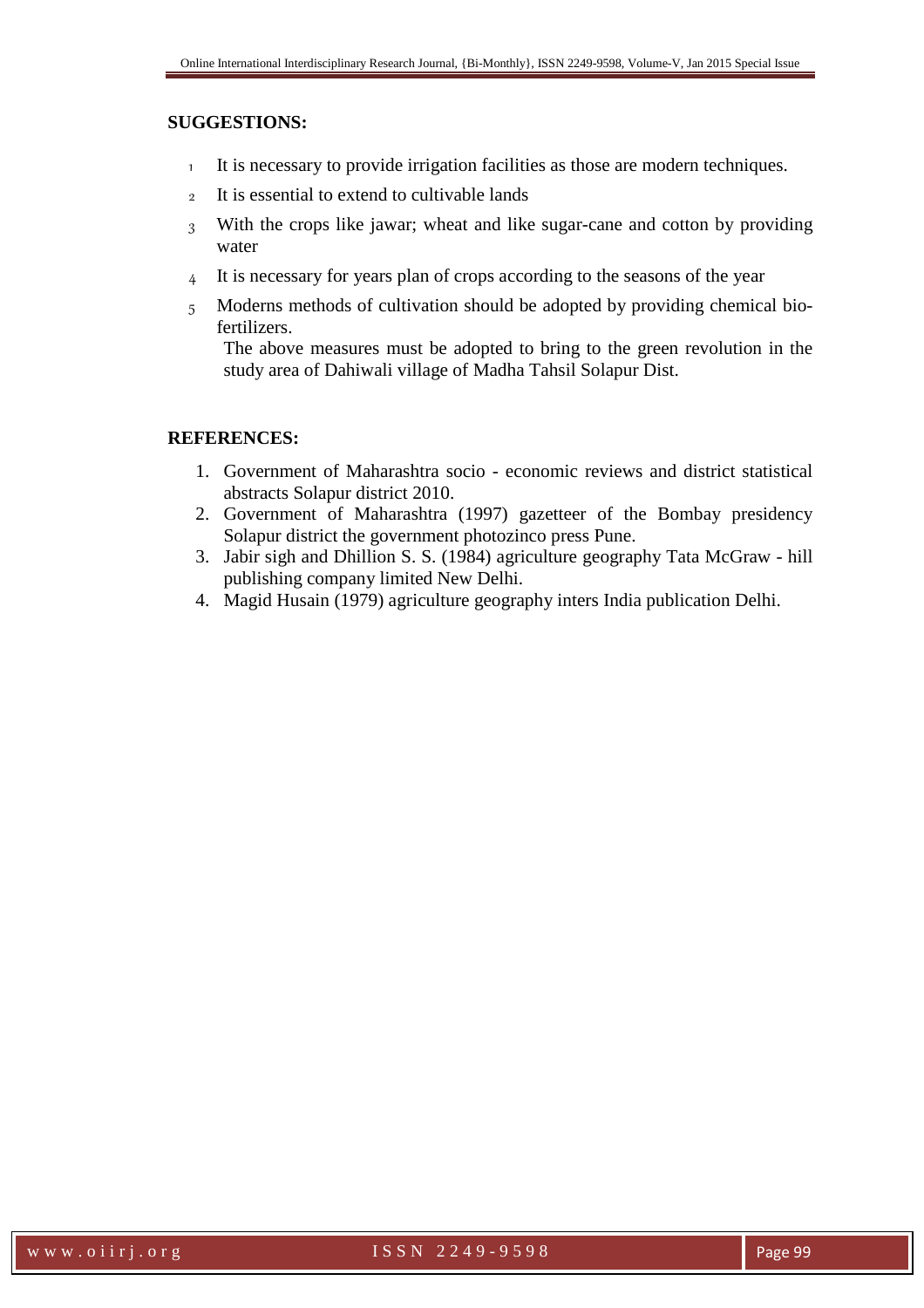**SUGGESTIONS:**

1. It is necessary to provide irrigation facilities as those are modern techniques.
2. It is essential to extend to cultivable lands
3. With the crops like jawar; wheat and like sugar-cane and cotton by providing water
4. It is necessary for years plan of crops according to the seasons of the year
5. Moderns methods of cultivation should be adopted by providing chemical bio-fertilizers.

   The above measures must be adopted to bring to the green revolution in the study area of Dahiwali village of Madha Tahsil Solapur Dist.

**REFERENCES:**

1. Government of Maharashtra socio - economic reviews and district statistical abstracts Solapur district 2010.
2. Government of Maharashtra (1997) gazetteer of the Bombay presidency Solapur district the government photozinco press Pune.
3. Jabir sigh and Dhillion S. S. (1984) agriculture geography Tata McGraw - hill publishing company limited New Delhi.
4. Magid Husain (1979) agriculture geography inters India publication Delhi.